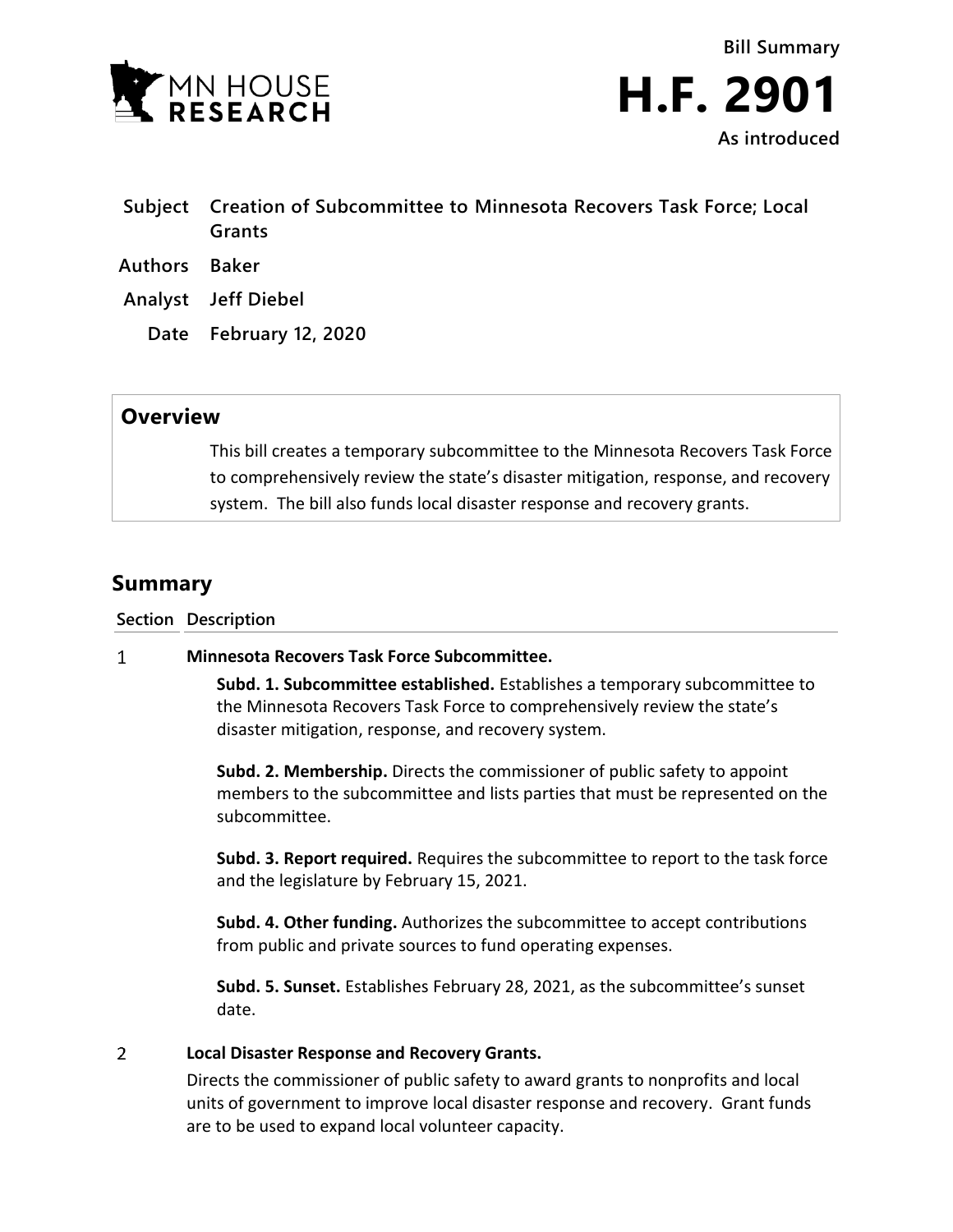MN HOUSE RESEARCH

Bill Summary

# H.F. 2901

As introduced

**Subject** Creation of Subcommittee to Minnesota Recovers Task Force; Local Grants

**Authors** Baker

**Analyst** Jeff Diebel

**Date** February 12, 2020

## Overview

This bill creates a temporary subcommittee to the Minnesota Recovers Task Force to comprehensively review the state's disaster mitigation, response, and recovery system. The bill also funds local disaster response and recovery grants.

## Summary

| Section | Description |
|---|---|

### 1 Minnesota Recovers Task Force Subcommittee.

**Subd. 1. Subcommittee established.** Establishes a temporary subcommittee to the Minnesota Recovers Task Force to comprehensively review the state's disaster mitigation, response, and recovery system.

**Subd. 2. Membership.** Directs the commissioner of public safety to appoint members to the subcommittee and lists parties that must be represented on the subcommittee.

**Subd. 3. Report required.** Requires the subcommittee to report to the task force and the legislature by February 15, 2021.

**Subd. 4. Other funding.** Authorizes the subcommittee to accept contributions from public and private sources to fund operating expenses.

**Subd. 5. Sunset.** Establishes February 28, 2021, as the subcommittee's sunset date.

### 2 Local Disaster Response and Recovery Grants.

Directs the commissioner of public safety to award grants to nonprofits and local units of government to improve local disaster response and recovery. Grant funds are to be used to expand local volunteer capacity.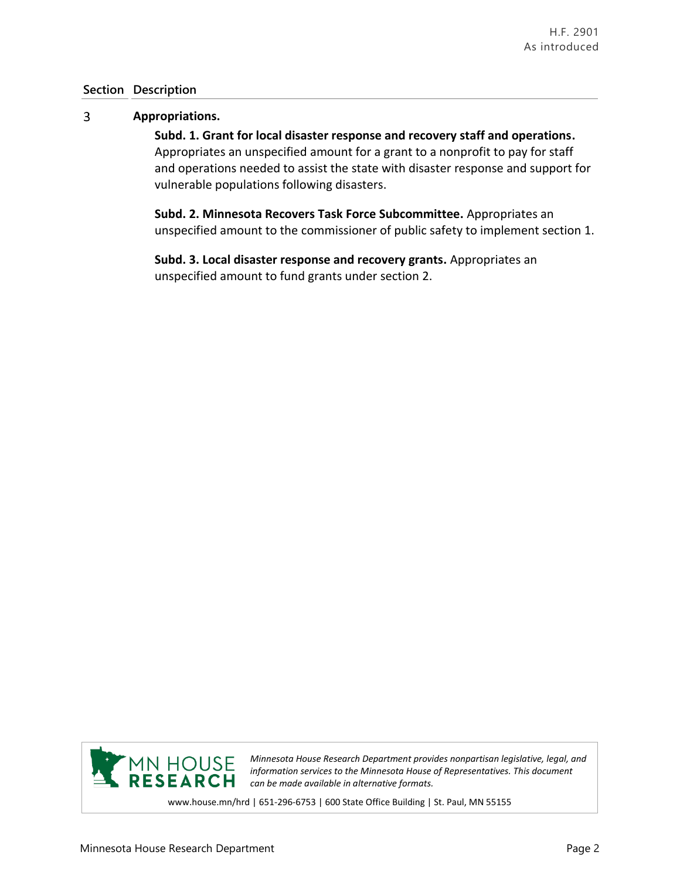| Section | Description |
|---|---|
| 3 | **Appropriations.**<br>**Subd. 1. Grant for local disaster response and recovery staff and operations.** Appropriates an unspecified amount for a grant to a nonprofit to pay for staff and operations needed to assist the state with disaster response and support for vulnerable populations following disasters.<br>**Subd. 2. Minnesota Recovers Task Force Subcommittee.** Appropriates an unspecified amount to the commissioner of public safety to implement section 1.<br>**Subd. 3. Local disaster response and recovery grants.** Appropriates an unspecified amount to fund grants under section 2. |

MN HOUSE RESEARCH

*Minnesota House Research Department provides nonpartisan legislative, legal, and information services to the Minnesota House of Representatives. This document can be made available in alternative formats.*

www.house.mn/hrd | 651-296-6753 | 600 State Office Building | St. Paul, MN 55155